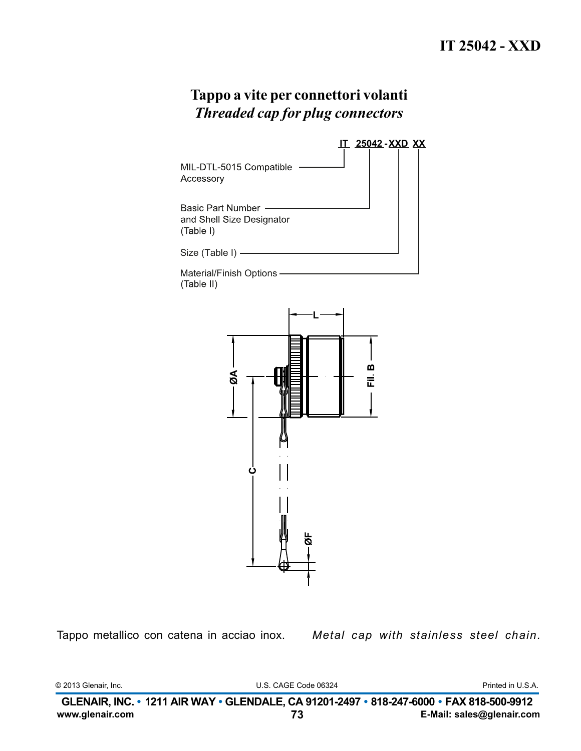# IT 25042 - XXD

## Tappo a vite per connettori volanti

## *Threaded cap for plug connectors*

IT 25042 - XXD XX

- MIL-DTL-5015 Compatible Accessory
- Basic Part Number and Shell Size Designator (Table I)
- Size (Table I)
- Material/Finish Options (Table II)

L

ØA

Fil. B

C

ØF

Tappo metallico con catena in acciao inox.

*Metal cap with stainless steel chain.*

© 2013 Glenair, Inc. U.S. CAGE Code 06324 Printed in U.S.A.

**GLENAIR, INC. • 1211 AIR WAY • GLENDALE, CA 91201-2497 • 818-247-6000 • FAX 818-500-9912**

**www.glenair.com** **E-Mail: sales@glenair.com**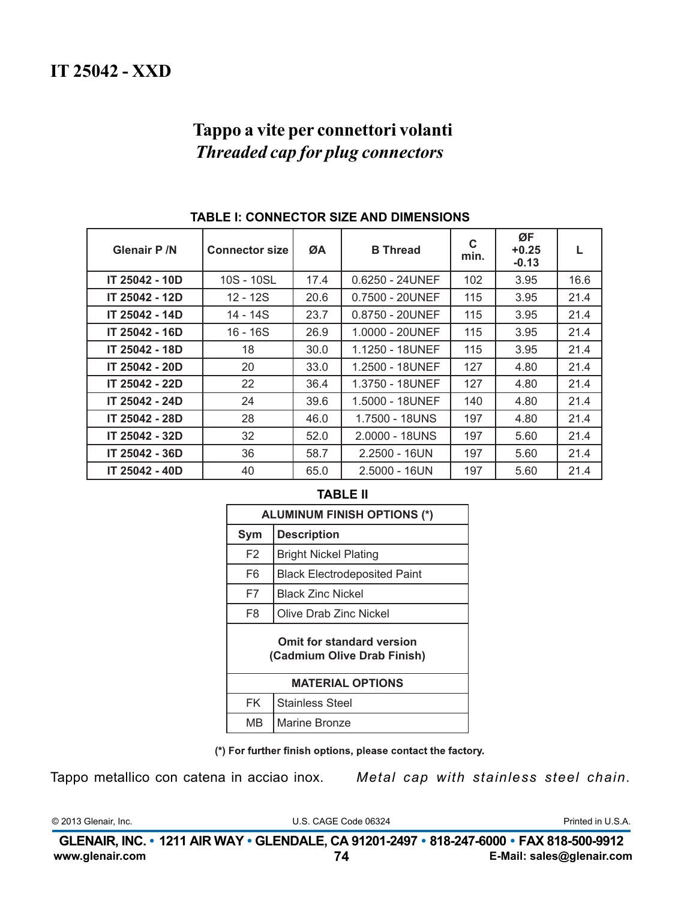# IT 25042 - XXD

## Tappo a vite per connettori volanti
## *Threaded cap for plug connectors*

**TABLE I: CONNECTOR SIZE AND DIMENSIONS**

| Glenair P /N | Connector size | ØA | B Thread | C min. | ØF +0.25 -0.13 | L |
|---|---|---|---|---|---|---|
| **IT 25042 - 10D** | 10S - 10SL | 17.4 | 0.6250 - 24UNEF | 102 | 3.95 | 16.6 |
| **IT 25042 - 12D** | 12 - 12S | 20.6 | 0.7500 - 20UNEF | 115 | 3.95 | 21.4 |
| **IT 25042 - 14D** | 14 - 14S | 23.7 | 0.8750 - 20UNEF | 115 | 3.95 | 21.4 |
| **IT 25042 - 16D** | 16 - 16S | 26.9 | 1.0000 - 20UNEF | 115 | 3.95 | 21.4 |
| **IT 25042 - 18D** | 18 | 30.0 | 1.1250 - 18UNEF | 115 | 3.95 | 21.4 |
| **IT 25042 - 20D** | 20 | 33.0 | 1.2500 - 18UNEF | 127 | 4.80 | 21.4 |
| **IT 25042 - 22D** | 22 | 36.4 | 1.3750 - 18UNEF | 127 | 4.80 | 21.4 |
| **IT 25042 - 24D** | 24 | 39.6 | 1.5000 - 18UNEF | 140 | 4.80 | 21.4 |
| **IT 25042 - 28D** | 28 | 46.0 | 1.7500 - 18UNS | 197 | 4.80 | 21.4 |
| **IT 25042 - 32D** | 32 | 52.0 | 2.0000 - 18UNS | 197 | 5.60 | 21.4 |
| **IT 25042 - 36D** | 36 | 58.7 | 2.2500 - 16UN | 197 | 5.60 | 21.4 |
| **IT 25042 - 40D** | 40 | 65.0 | 2.5000 - 16UN | 197 | 5.60 | 21.4 |

**TABLE II**

| **ALUMINUM FINISH OPTIONS (*)** | |
|---|---|
| **Sym** | **Description** |
| F2 | Bright Nickel Plating |
| F6 | Black Electrodeposited Paint |
| F7 | Black Zinc Nickel |
| F8 | Olive Drab Zinc Nickel |
| **Omit for standard version (Cadmium Olive Drab Finish)** | |
| **MATERIAL OPTIONS** | |
| FK | Stainless Steel |
| MB | Marine Bronze |

**(*) For further finish options, please contact the factory.**

Tappo metallico con catena in acciao inox.

*Metal cap with stainless steel chain.*

© 2013 Glenair, Inc. U.S. CAGE Code 06324 Printed in U.S.A.

**GLENAIR, INC. • 1211 AIR WAY • GLENDALE, CA 91201-2497 • 818-247-6000 • FAX 818-500-9912**
**www.glenair.com** **E-Mail: sales@glenair.com**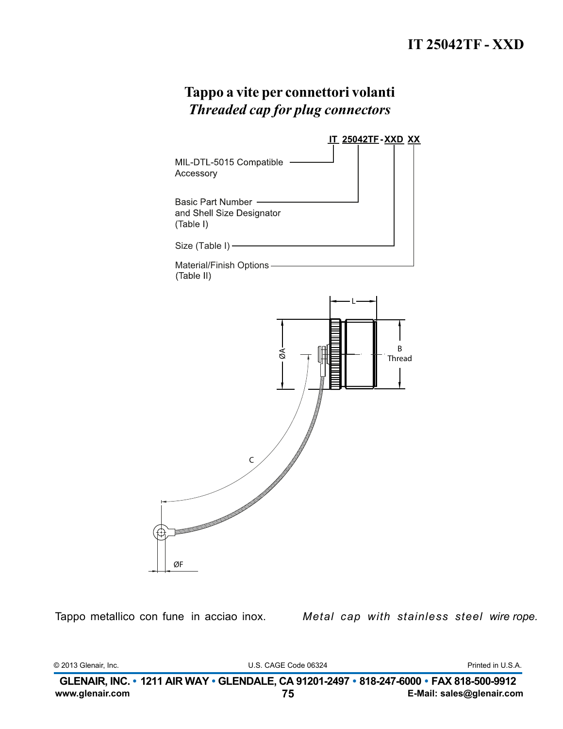# IT 25042TF - XXD

## Tappo a vite per connettori volanti

## *Threaded cap for plug connectors*

IT 25042TF - XXD XX

- MIL-DTL-5015 Compatible Accessory — IT
- Basic Part Number and Shell Size Designator (Table I) — 25042TF
- Size (Table I) — XXD
- Material/Finish Options (Table II) — XX

L

ØA

B Thread

C

ØF

Tappo metallico con fune in acciao inox.

*Metal cap with stainless steel wire rope.*

© 2013 Glenair, Inc. U.S. CAGE Code 06324 Printed in U.S.A.

**GLENAIR, INC. • 1211 AIR WAY • GLENDALE, CA 91201-2497 • 818-247-6000 • FAX 818-500-9912**

**www.glenair.com** **E-Mail: sales@glenair.com**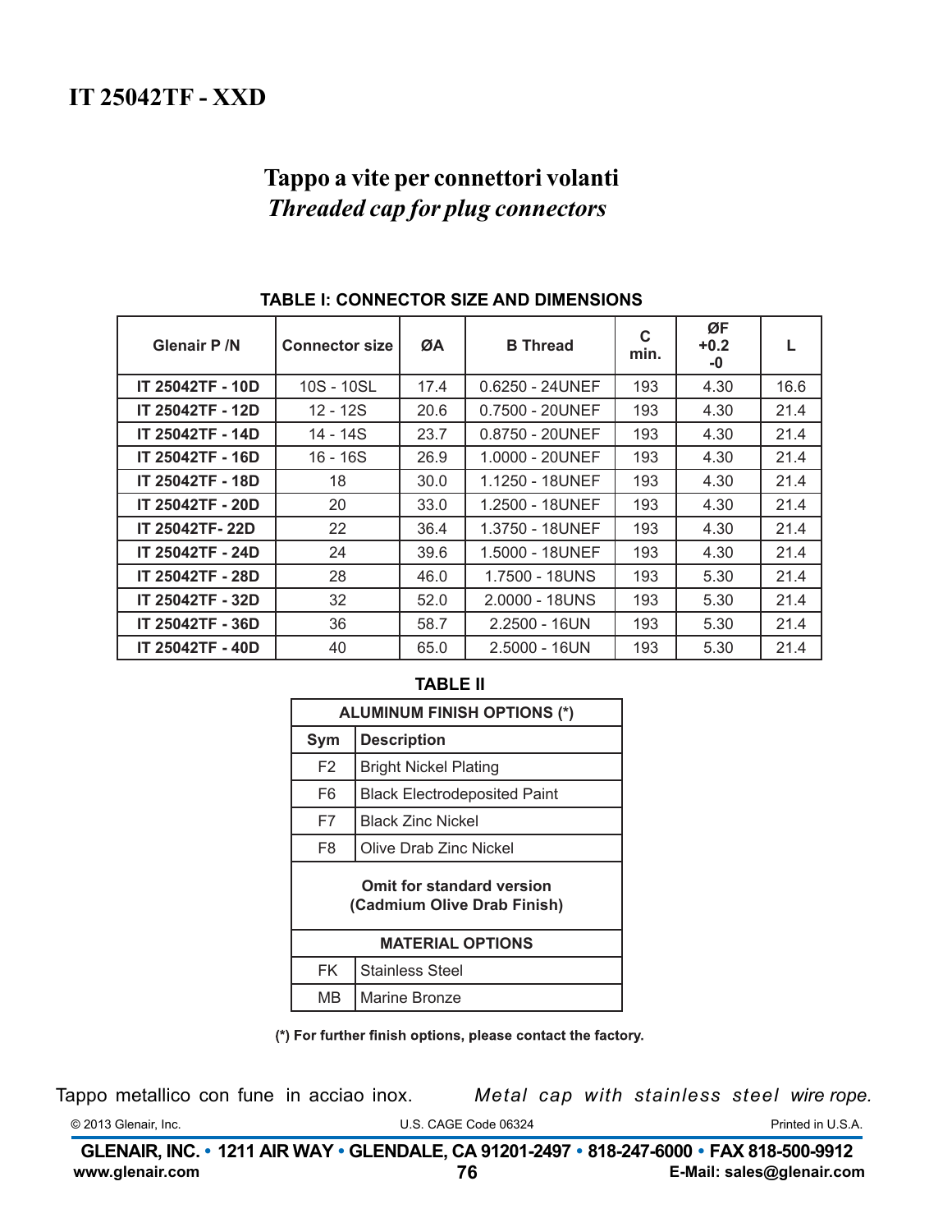# IT 25042TF - XXD

## Tappo a vite per connettori volanti

## *Threaded cap for plug connectors*

**TABLE I: CONNECTOR SIZE AND DIMENSIONS**

| Glenair P /N | Connector size | ØA | B Thread | C min. | ØF +0.2 -0 | L |
|---|---|---|---|---|---|---|
| **IT 25042TF - 10D** | 10S - 10SL | 17.4 | 0.6250 - 24UNEF | 193 | 4.30 | 16.6 |
| **IT 25042TF - 12D** | 12 - 12S | 20.6 | 0.7500 - 20UNEF | 193 | 4.30 | 21.4 |
| **IT 25042TF - 14D** | 14 - 14S | 23.7 | 0.8750 - 20UNEF | 193 | 4.30 | 21.4 |
| **IT 25042TF - 16D** | 16 - 16S | 26.9 | 1.0000 - 20UNEF | 193 | 4.30 | 21.4 |
| **IT 25042TF - 18D** | 18 | 30.0 | 1.1250 - 18UNEF | 193 | 4.30 | 21.4 |
| **IT 25042TF - 20D** | 20 | 33.0 | 1.2500 - 18UNEF | 193 | 4.30 | 21.4 |
| **IT 25042TF- 22D** | 22 | 36.4 | 1.3750 - 18UNEF | 193 | 4.30 | 21.4 |
| **IT 25042TF - 24D** | 24 | 39.6 | 1.5000 - 18UNEF | 193 | 4.30 | 21.4 |
| **IT 25042TF - 28D** | 28 | 46.0 | 1.7500 - 18UNS | 193 | 5.30 | 21.4 |
| **IT 25042TF - 32D** | 32 | 52.0 | 2.0000 - 18UNS | 193 | 5.30 | 21.4 |
| **IT 25042TF - 36D** | 36 | 58.7 | 2.2500 - 16UN | 193 | 5.30 | 21.4 |
| **IT 25042TF - 40D** | 40 | 65.0 | 2.5000 - 16UN | 193 | 5.30 | 21.4 |

**TABLE II**

| ALUMINUM FINISH OPTIONS (*) | |
|---|---|
| **Sym** | **Description** |
| F2 | Bright Nickel Plating |
| F6 | Black Electrodeposited Paint |
| F7 | Black Zinc Nickel |
| F8 | Olive Drab Zinc Nickel |
| **Omit for standard version (Cadmium Olive Drab Finish)** | |
| **MATERIAL OPTIONS** | |
| FK | Stainless Steel |
| MB | Marine Bronze |

**(*) For further finish options, please contact the factory.**

Tappo metallico con fune in acciao inox. *Metal cap with stainless steel wire rope.*

© 2013 Glenair, Inc. U.S. CAGE Code 06324 Printed in U.S.A.

**GLENAIR, INC. • 1211 AIR WAY • GLENDALE, CA 91201-2497 • 818-247-6000 • FAX 818-500-9912**

**www.glenair.com** **E-Mail: sales@glenair.com**